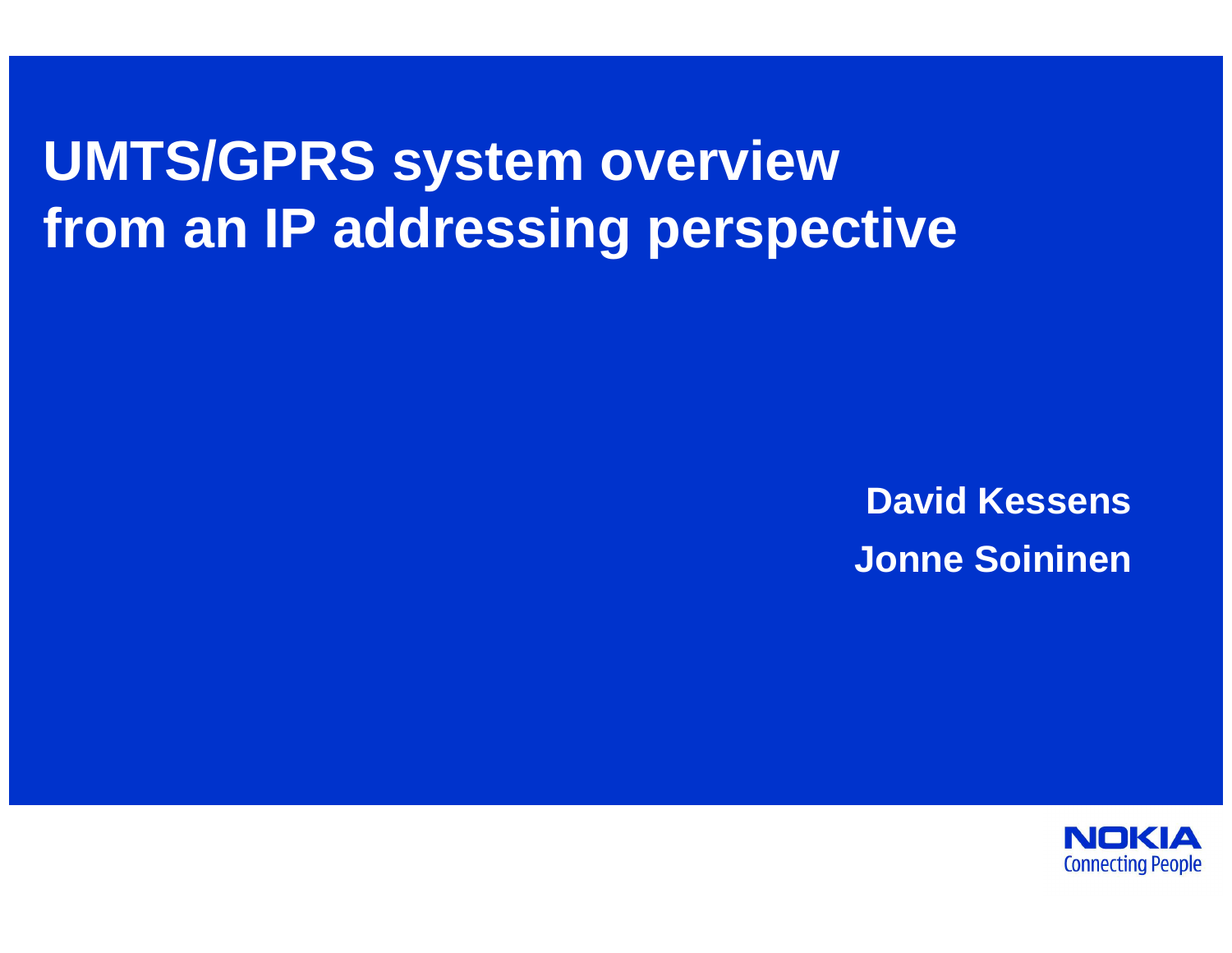# UMTS/GPRS system overview from an IP addressing perspective

**David Kessens**

**Jonne Soininen**

NOKIA
Connecting People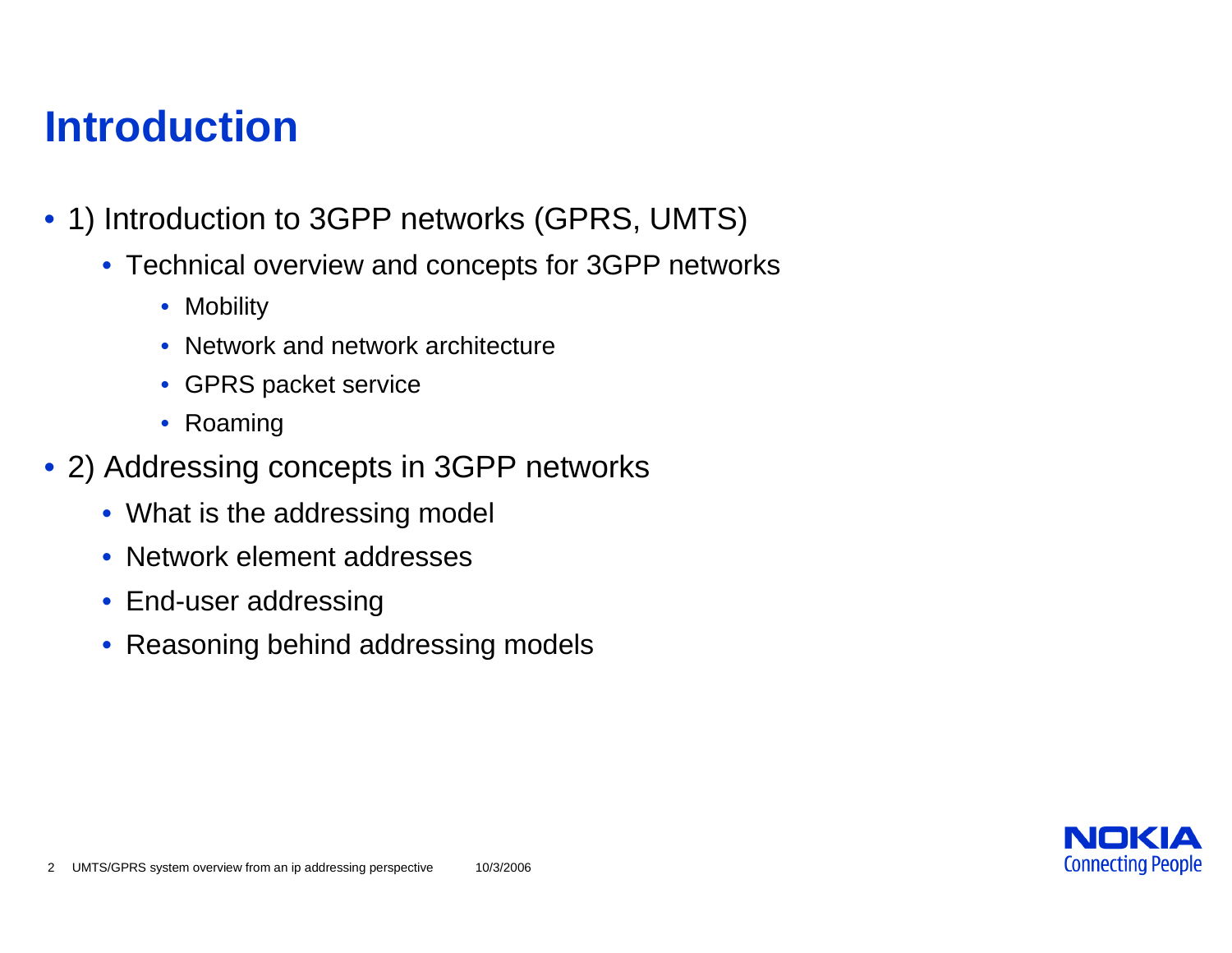# Introduction

- 1) Introduction to 3GPP networks (GPRS, UMTS)
  - Technical overview and concepts for 3GPP networks
    - Mobility
    - Network and network architecture
    - GPRS packet service
    - Roaming
- 2) Addressing concepts in 3GPP networks
  - What is the addressing model
  - Network element addresses
  - End-user addressing
  - Reasoning behind addressing models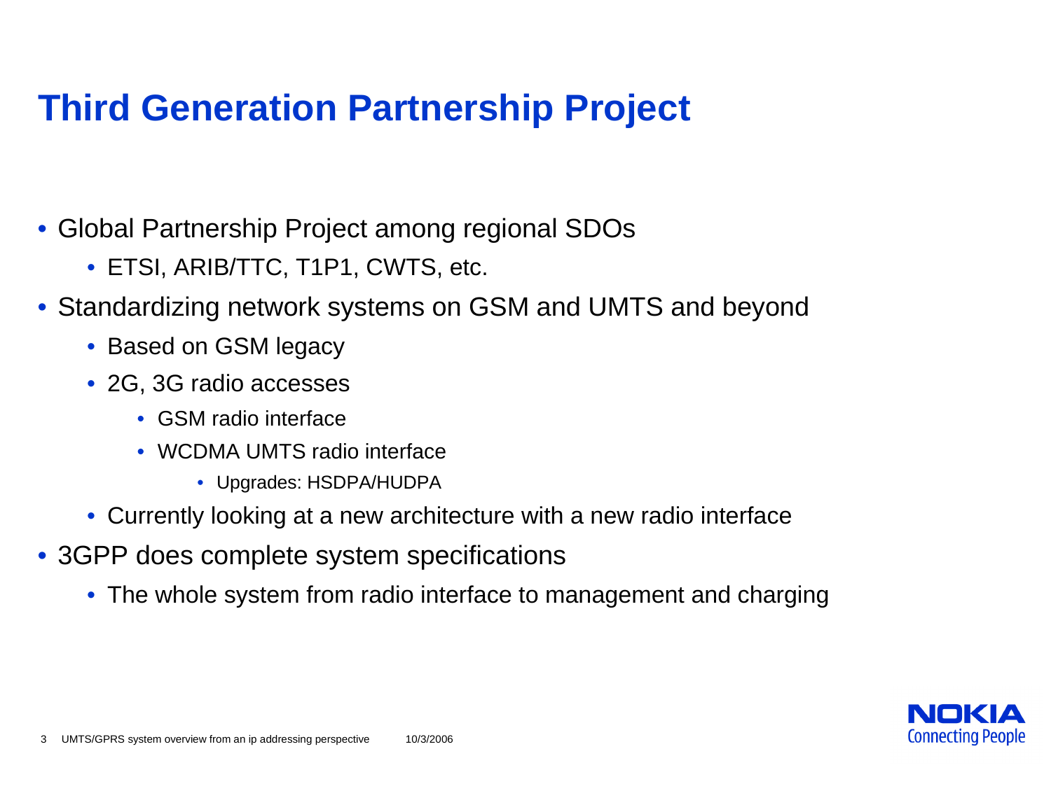# Third Generation Partnership Project

- Global Partnership Project among regional SDOs
  - ETSI, ARIB/TTC, T1P1, CWTS, etc.
- Standardizing network systems on GSM and UMTS and beyond
  - Based on GSM legacy
  - 2G, 3G radio accesses
    - GSM radio interface
    - WCDMA UMTS radio interface
      - Upgrades: HSDPA/HUDPA
  - Currently looking at a new architecture with a new radio interface
- 3GPP does complete system specifications
  - The whole system from radio interface to management and charging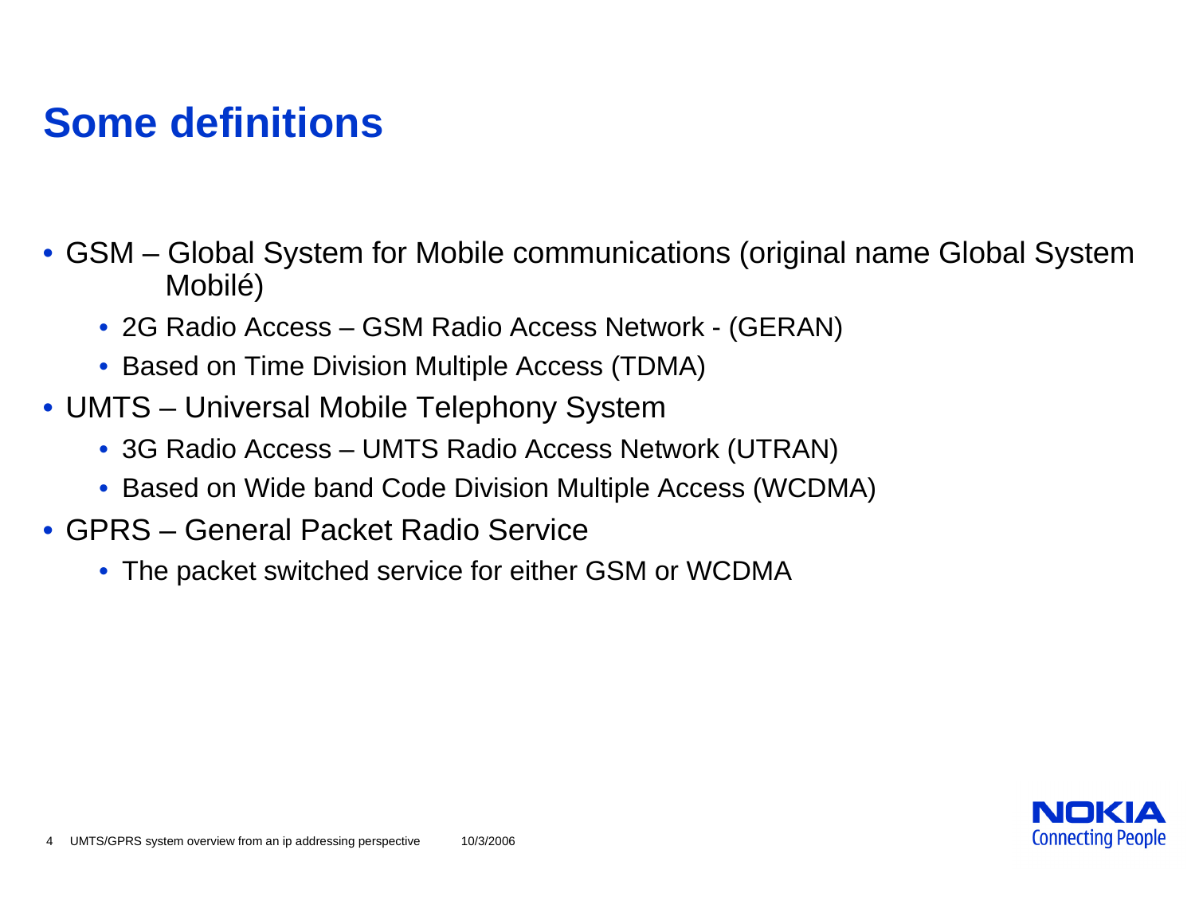# Some definitions

- GSM – Global System for Mobile communications (original name Global System Mobilé)
  - 2G Radio Access – GSM Radio Access Network - (GERAN)
  - Based on Time Division Multiple Access (TDMA)
- UMTS – Universal Mobile Telephony System
  - 3G Radio Access – UMTS Radio Access Network (UTRAN)
  - Based on Wide band Code Division Multiple Access (WCDMA)
- GPRS – General Packet Radio Service
  - The packet switched service for either GSM or WCDMA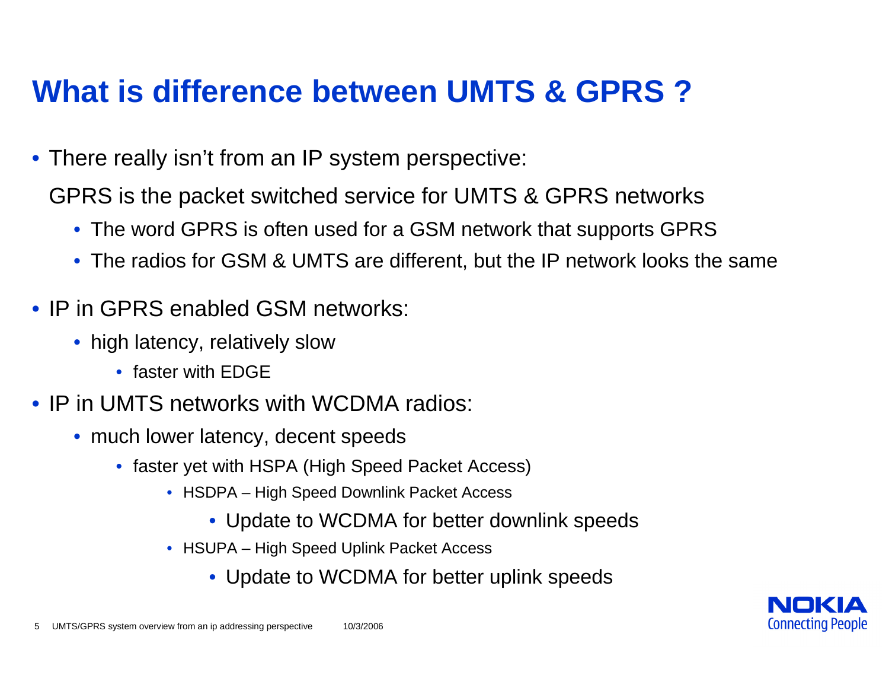# What is difference between UMTS & GPRS ?

- There really isn't from an IP system perspective:

  GPRS is the packet switched service for UMTS & GPRS networks

  - The word GPRS is often used for a GSM network that supports GPRS
  - The radios for GSM & UMTS are different, but the IP network looks the same

- IP in GPRS enabled GSM networks:
  - high latency, relatively slow
    - faster with EDGE
- IP in UMTS networks with WCDMA radios:
  - much lower latency, decent speeds
    - faster yet with HSPA (High Speed Packet Access)
      - HSDPA – High Speed Downlink Packet Access
        - Update to WCDMA for better downlink speeds
      - HSUPA – High Speed Uplink Packet Access
        - Update to WCDMA for better uplink speeds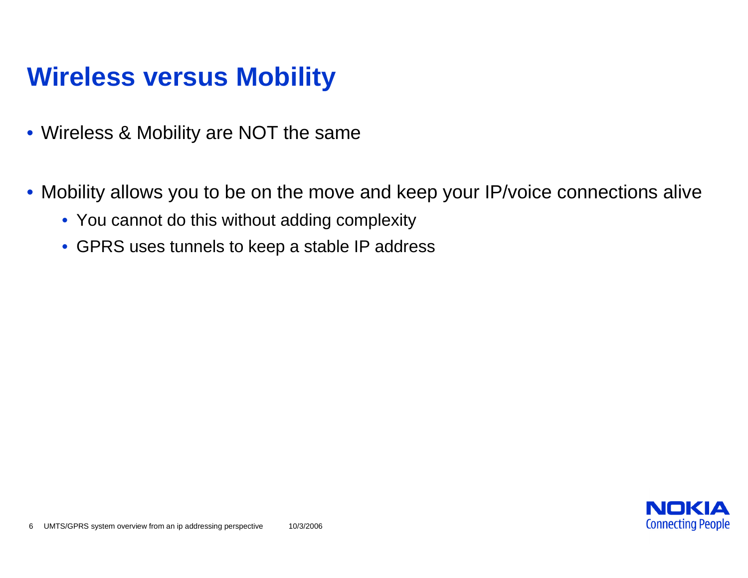# Wireless versus Mobility

- Wireless & Mobility are NOT the same
- Mobility allows you to be on the move and keep your IP/voice connections alive
  - You cannot do this without adding complexity
  - GPRS uses tunnels to keep a stable IP address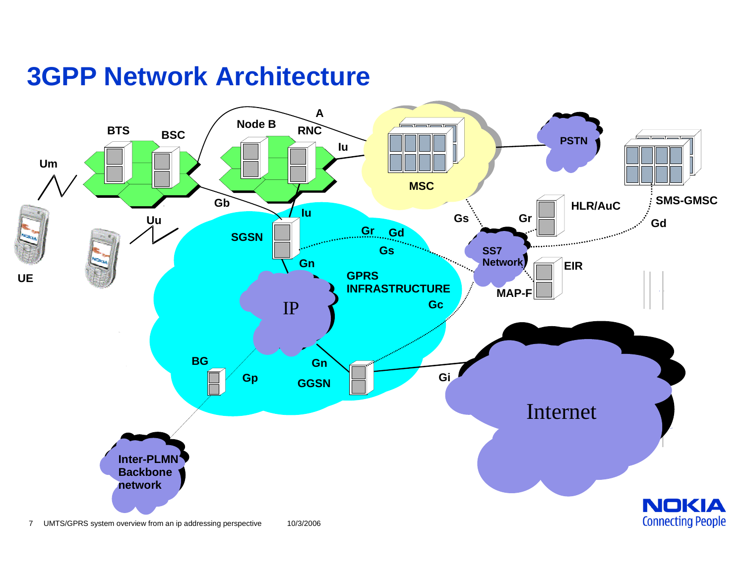# 3GPP Network Architecture

Um

BTS

BSC

Node B

RNC

A

Iu

MSC

PSTN

SMS-GMSC

HLR/AuC

Gb

Iu

Uu

UE

SGSN

Gr

Gd

Gs

Gs

Gr

Gd

SS7 Network

EIR

MAP-F

Gn

GPRS INFRASTRUCTURE

Gc

IP

BG

Gp

Gn

GGSN

Gi

Internet

Inter-PLMN Backbone network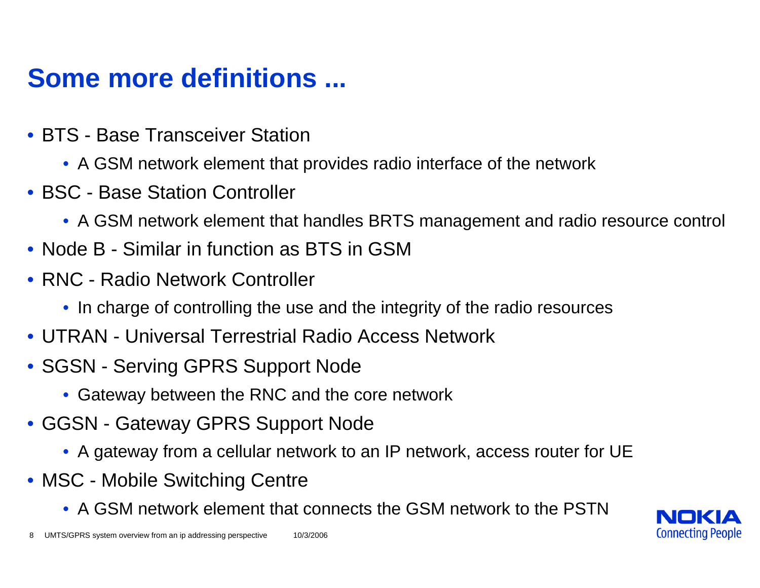# Some more definitions ...

- BTS - Base Transceiver Station
  - A GSM network element that provides radio interface of the network
- BSC - Base Station Controller
  - A GSM network element that handles BRTS management and radio resource control
- Node B - Similar in function as BTS in GSM
- RNC - Radio Network Controller
  - In charge of controlling the use and the integrity of the radio resources
- UTRAN - Universal Terrestrial Radio Access Network
- SGSN - Serving GPRS Support Node
  - Gateway between the RNC and the core network
- GGSN - Gateway GPRS Support Node
  - A gateway from a cellular network to an IP network, access router for UE
- MSC - Mobile Switching Centre
  - A GSM network element that connects the GSM network to the PSTN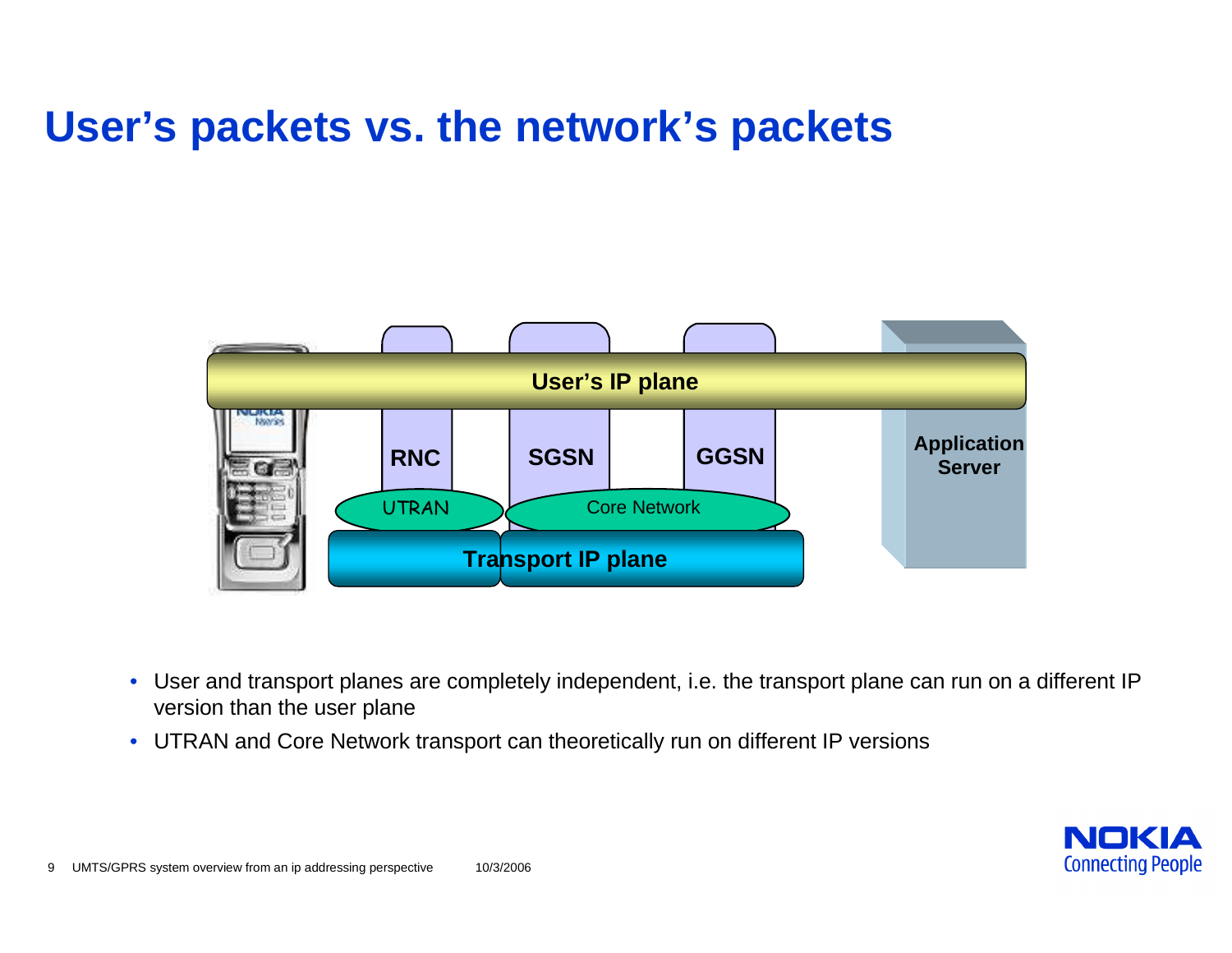# User's packets vs. the network's packets

User's IP plane

RNC | SGSN | GGSN | Application Server

UTRAN | Core Network

Transport IP plane

- User and transport planes are completely independent, i.e. the transport plane can run on a different IP version than the user plane
- UTRAN and Core Network transport can theoretically run on different IP versions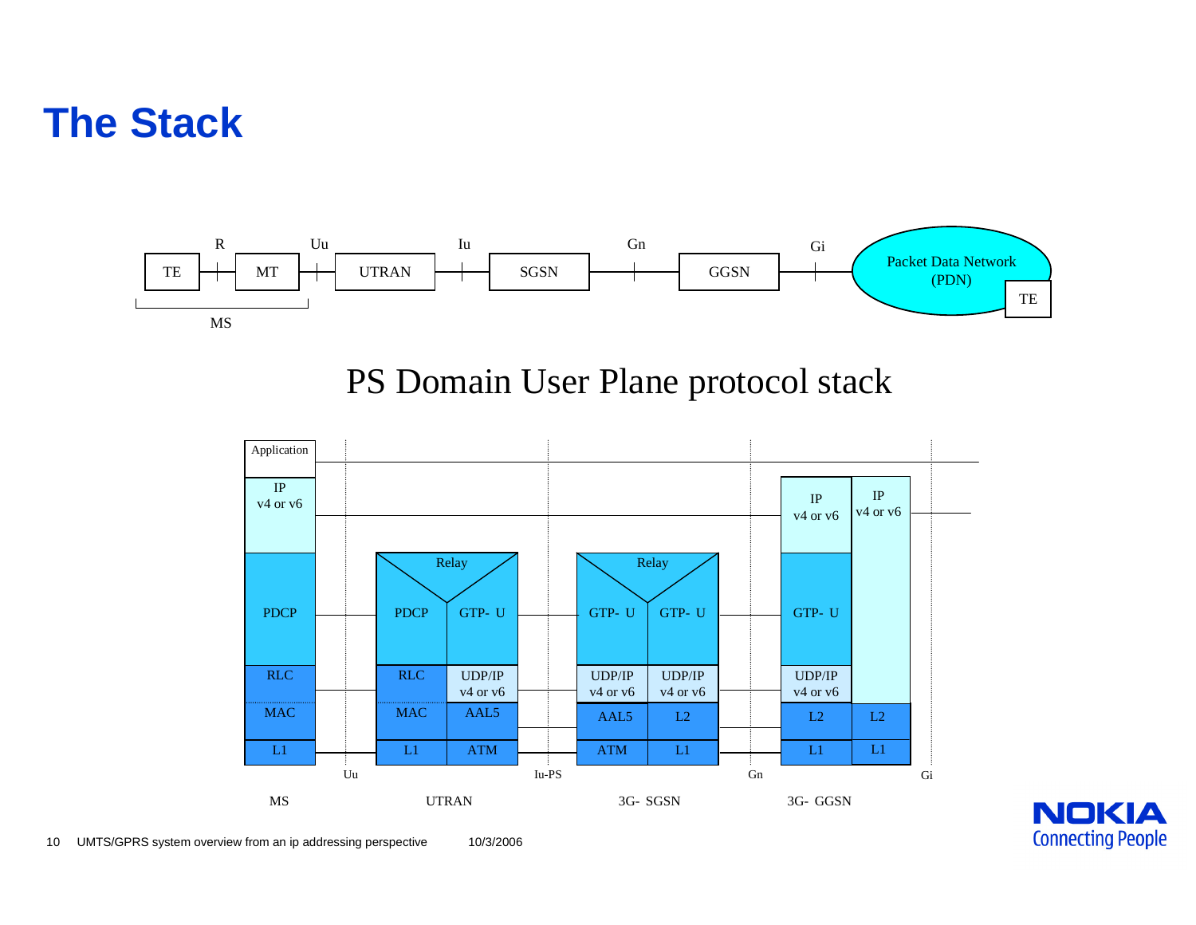# The Stack

TE — R — MT — Uu — UTRAN — Iu — SGSN — Gn — GGSN — Gi — Packet Data Network (PDN) [TE]

MS = TE + MT

## PS Domain User Plane protocol stack

| MS | UTRAN | | 3G- SGSN | | 3G- GGSN | |
|---|---|---|---|---|---|---|
| Application | | | | | | |
| IP v4 or v6 | | | | | IP v4 or v6 | IP v4 or v6 |
| PDCP | Relay: PDCP | Relay: GTP- U | Relay: GTP- U | Relay: GTP- U | GTP- U | |
| RLC | RLC | UDP/IP v4 or v6 | UDP/IP v4 or v6 | UDP/IP v4 or v6 | UDP/IP v4 or v6 | |
| MAC | MAC | AAL5 | AAL5 | L2 | L2 | L2 |
| L1 | L1 | ATM | ATM | L1 | L1 | L1 |

Interfaces: Uu (MS–UTRAN), Iu-PS (UTRAN–3G-SGSN), Gn (3G-SGSN–3G-GGSN), Gi (3G-GGSN–PDN)

UMTS/GPRS system overview from an ip addressing perspective 10/3/2006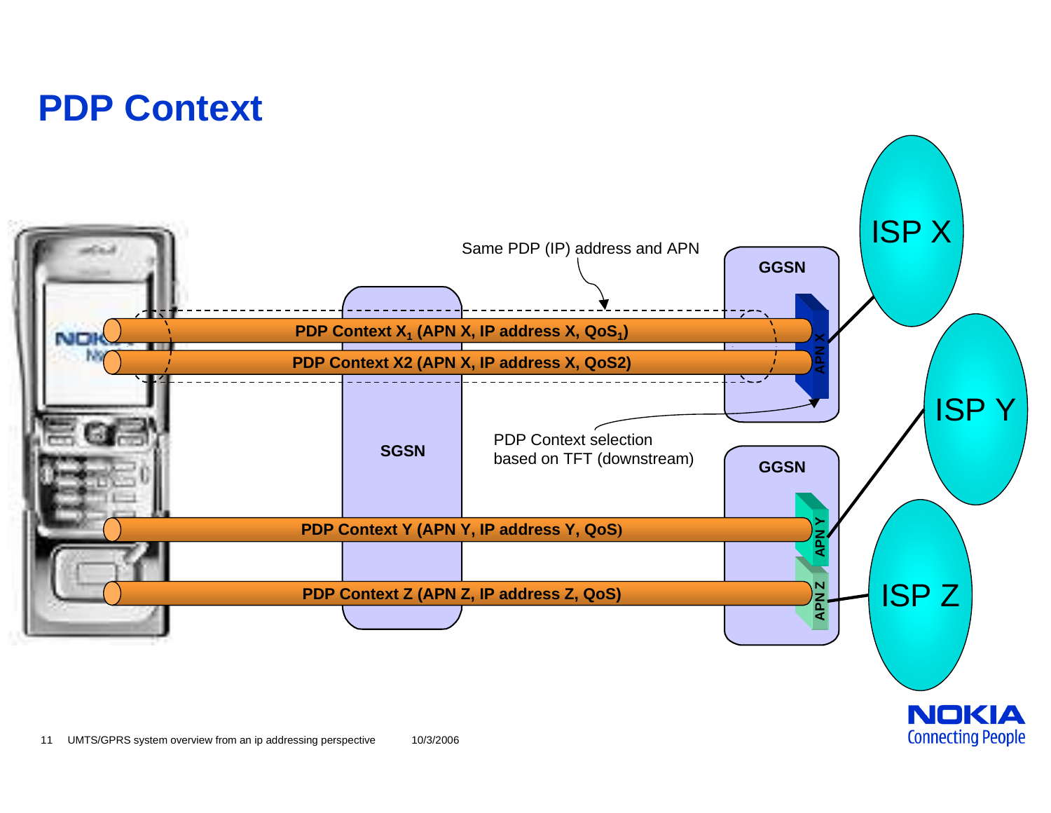# PDP Context

Same PDP (IP) address and APN

GGSN

PDP Context $X_1$ (APN X, IP address X, $QoS_1$)

PDP Context X2 (APN X, IP address X, QoS2)

APN X

ISP X

SGSN

PDP Context selection based on TFT (downstream)

GGSN

ISP Y

PDP Context Y (APN Y, IP address Y, QoS)

APN Y

PDP Context Z (APN Z, IP address Z, QoS)

APN Z

ISP Z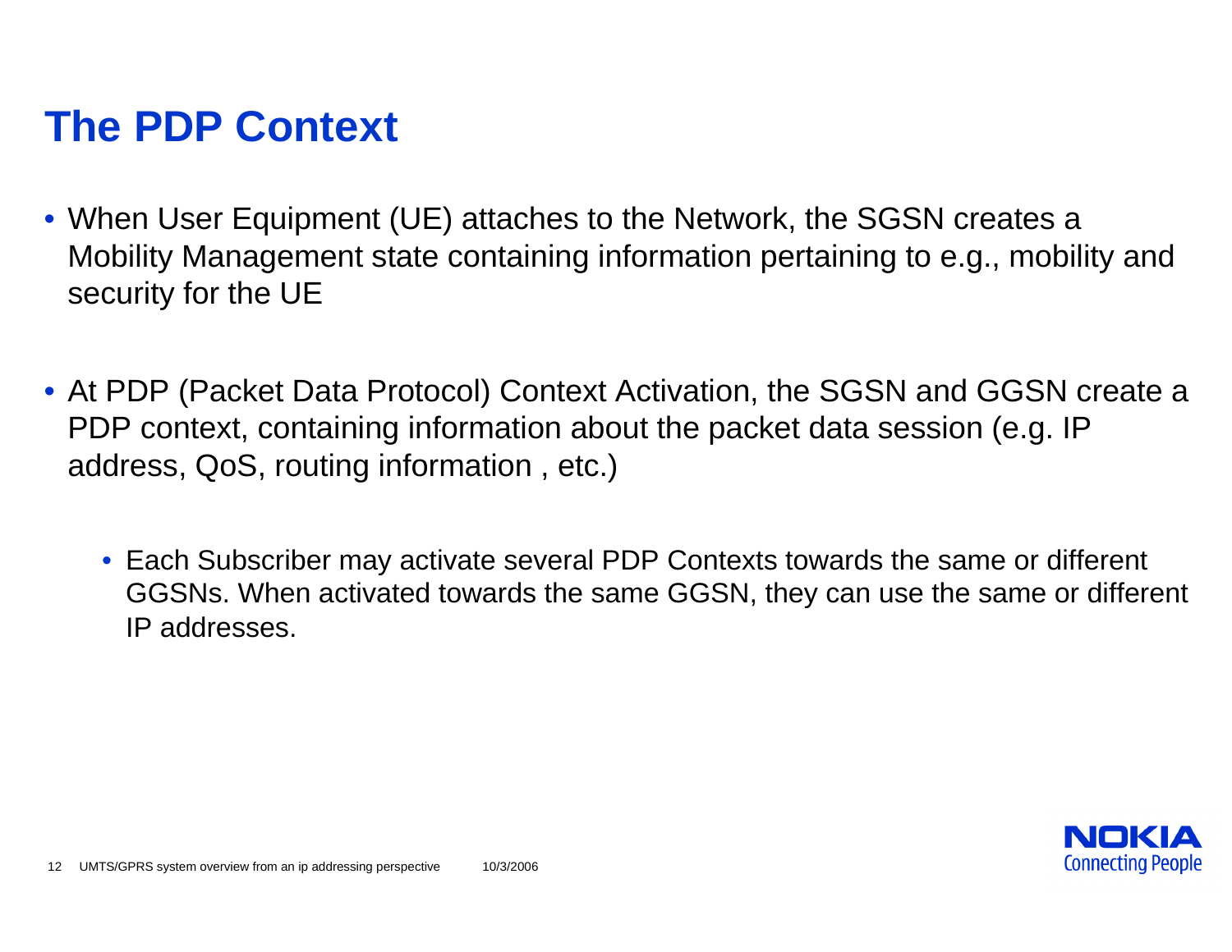# The PDP Context

- When User Equipment (UE) attaches to the Network, the SGSN creates a Mobility Management state containing information pertaining to e.g., mobility and security for the UE

- At PDP (Packet Data Protocol) Context Activation, the SGSN and GGSN create a PDP context, containing information about the packet data session (e.g. IP address, QoS, routing information , etc.)

  - Each Subscriber may activate several PDP Contexts towards the same or different GGSNs. When activated towards the same GGSN, they can use the same or different IP addresses.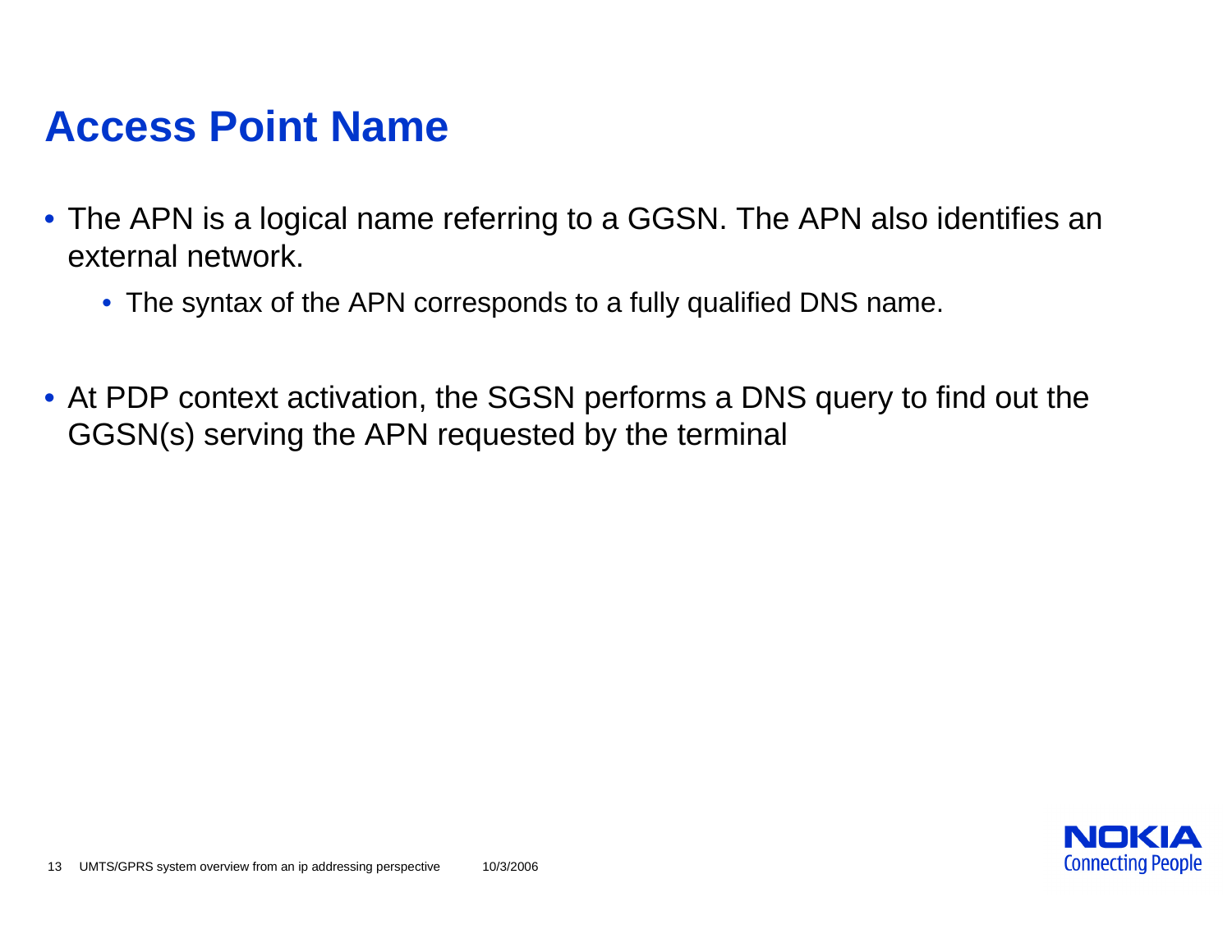# Access Point Name

- The APN is a logical name referring to a GGSN. The APN also identifies an external network.
  - The syntax of the APN corresponds to a fully qualified DNS name.
- At PDP context activation, the SGSN performs a DNS query to find out the GGSN(s) serving the APN requested by the terminal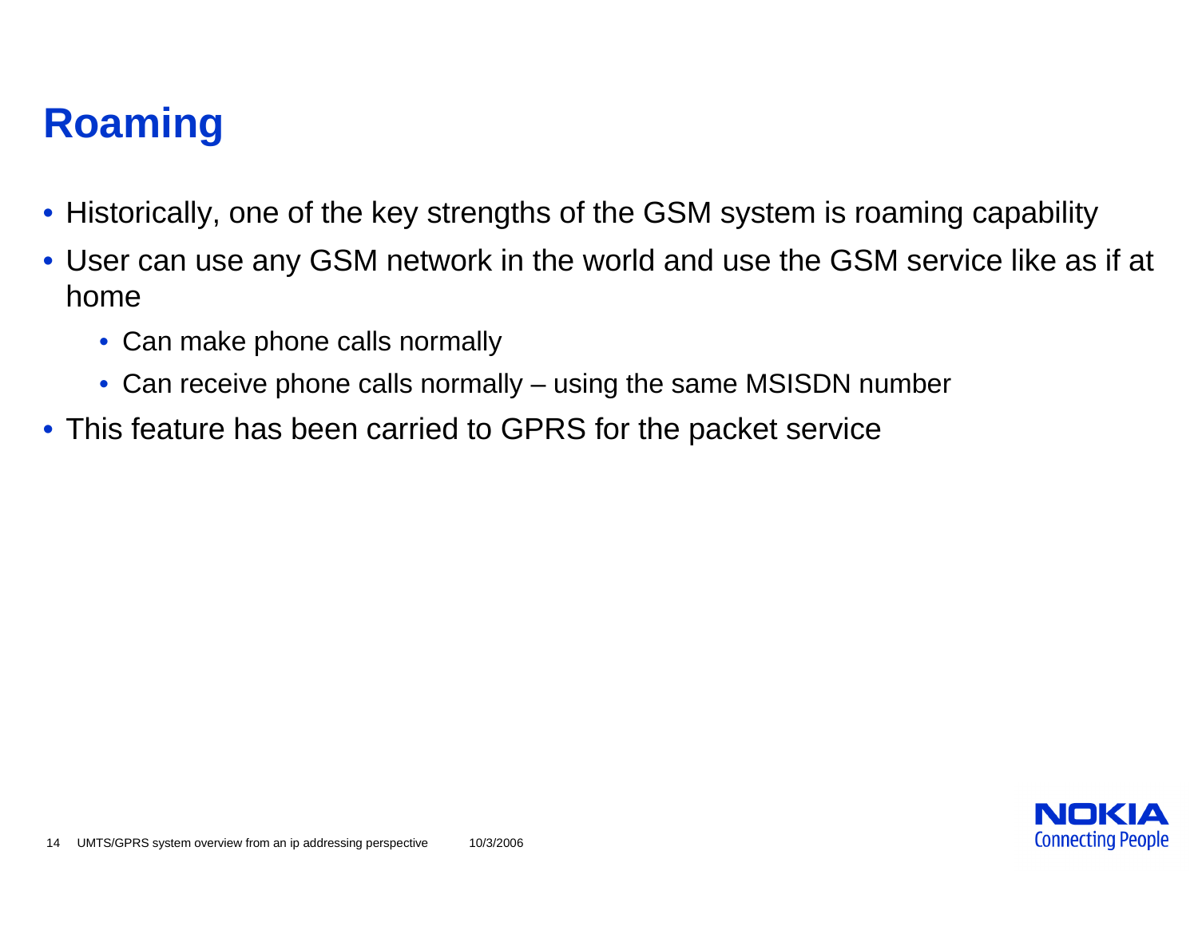# Roaming

- Historically, one of the key strengths of the GSM system is roaming capability
- User can use any GSM network in the world and use the GSM service like as if at home
  - Can make phone calls normally
  - Can receive phone calls normally – using the same MSISDN number
- This feature has been carried to GPRS for the packet service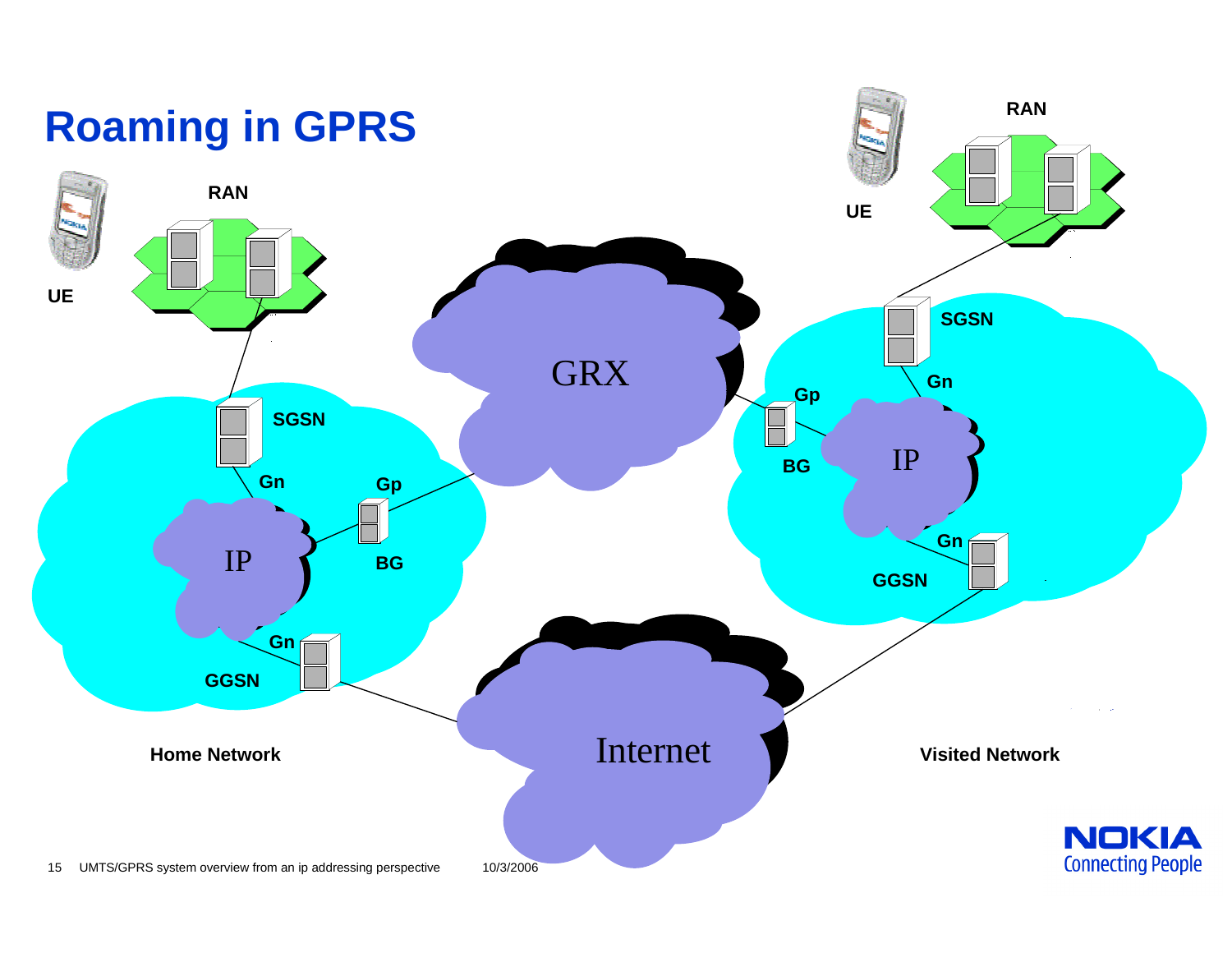# Roaming in GPRS

UE

RAN

SGSN

Gn

IP

Gp

BG

Gn

GGSN

Home Network

GRX

Internet

UE

RAN

SGSN

Gn

Gp

BG

IP

Gn

GGSN

Visited Network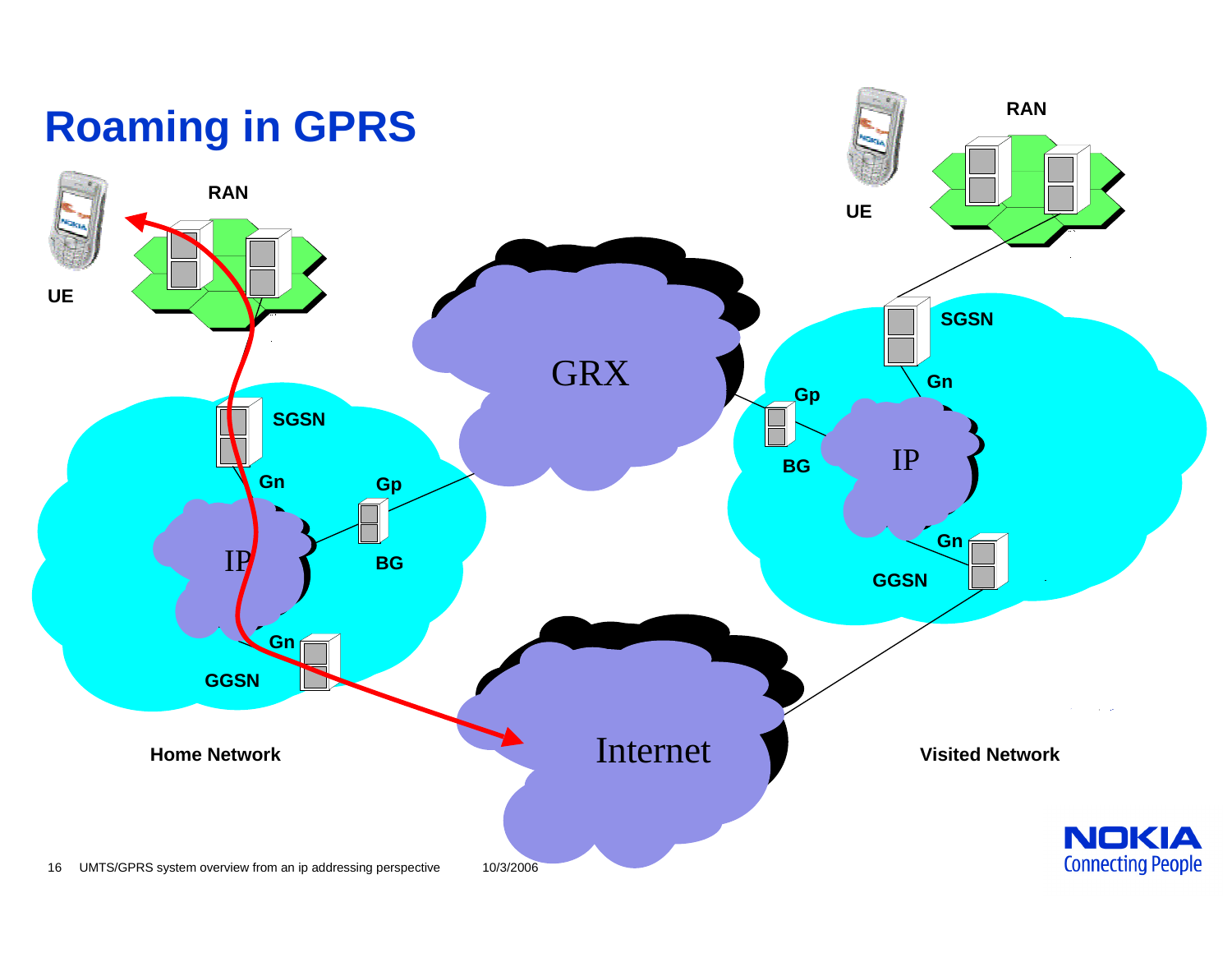# Roaming in GPRS

UE

RAN

SGSN

Gn

Gp

BG

IP

Gn

GGSN

Home Network

GRX

Internet

UE

RAN

SGSN

Gn

Gp

BG

IP

Gn

GGSN

Visited Network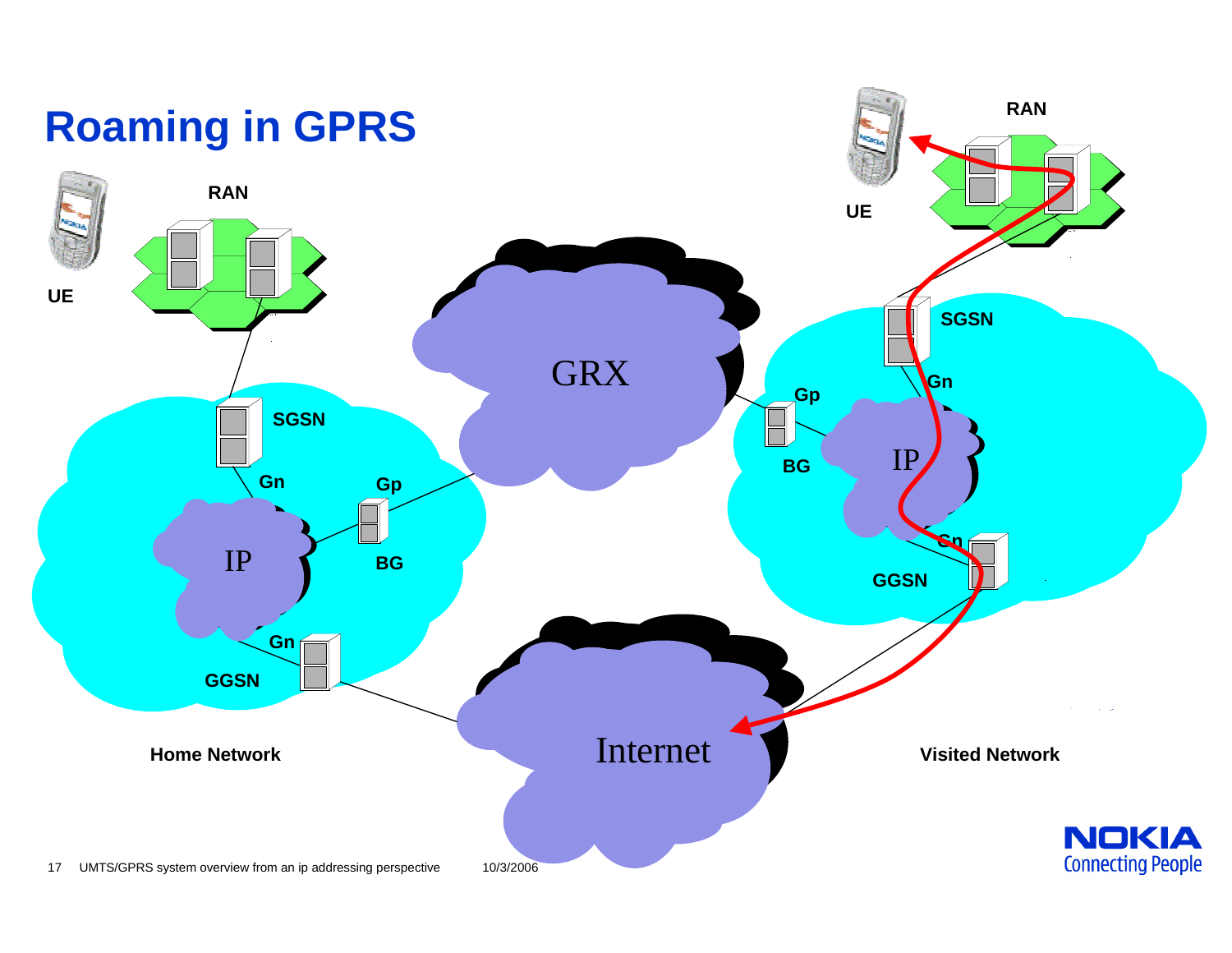# Roaming in GPRS

UE

RAN

SGSN

Gn

Gp

IP

BG

Gn

GGSN

Home Network

GRX

Internet

UE

RAN

SGSN

Gn

Gp

BG

IP

Gn

GGSN

Visited Network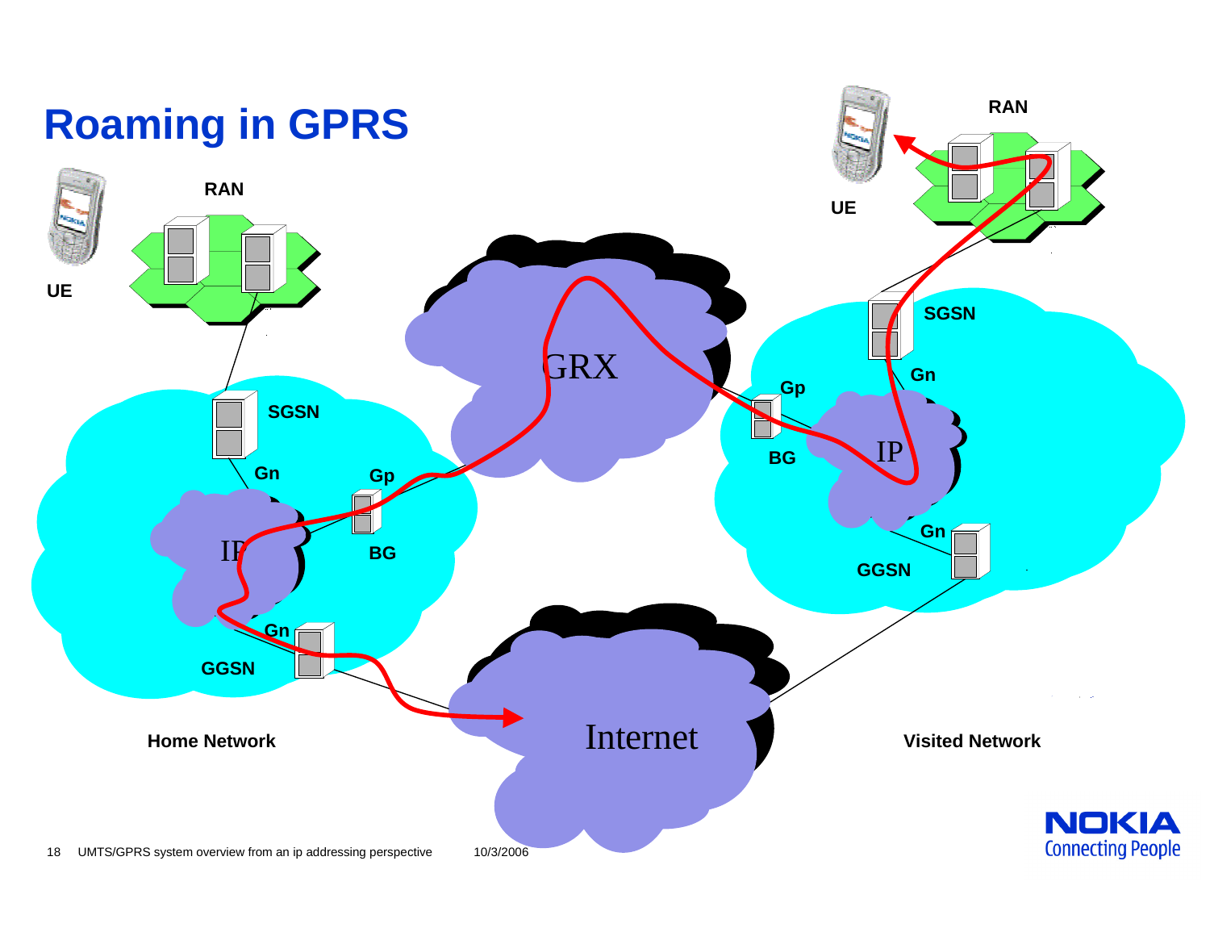# Roaming in GPRS

UE

RAN

SGSN

Gn

Gp

BG

IP

Gn

GGSN

Home Network

GRX

Internet

UE

RAN

SGSN

Gn

Gp

BG

IP

Gn

GGSN

Visited Network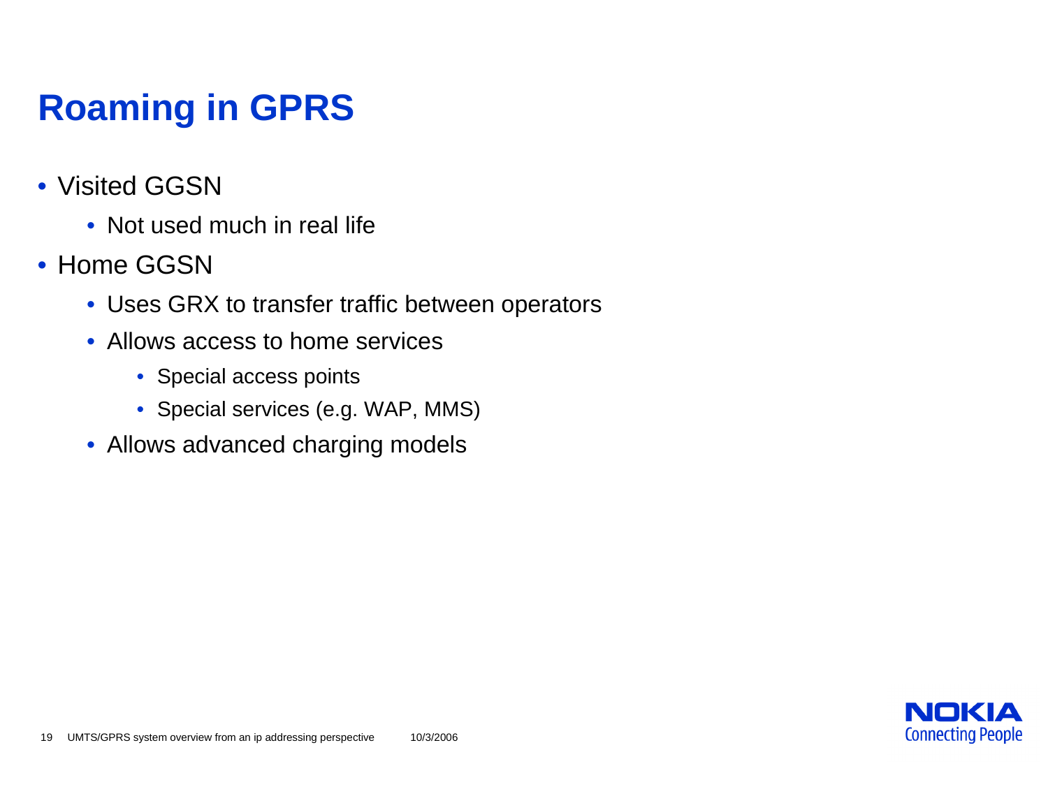# Roaming in GPRS

- Visited GGSN
  - Not used much in real life
- Home GGSN
  - Uses GRX to transfer traffic between operators
  - Allows access to home services
    - Special access points
    - Special services (e.g. WAP, MMS)
  - Allows advanced charging models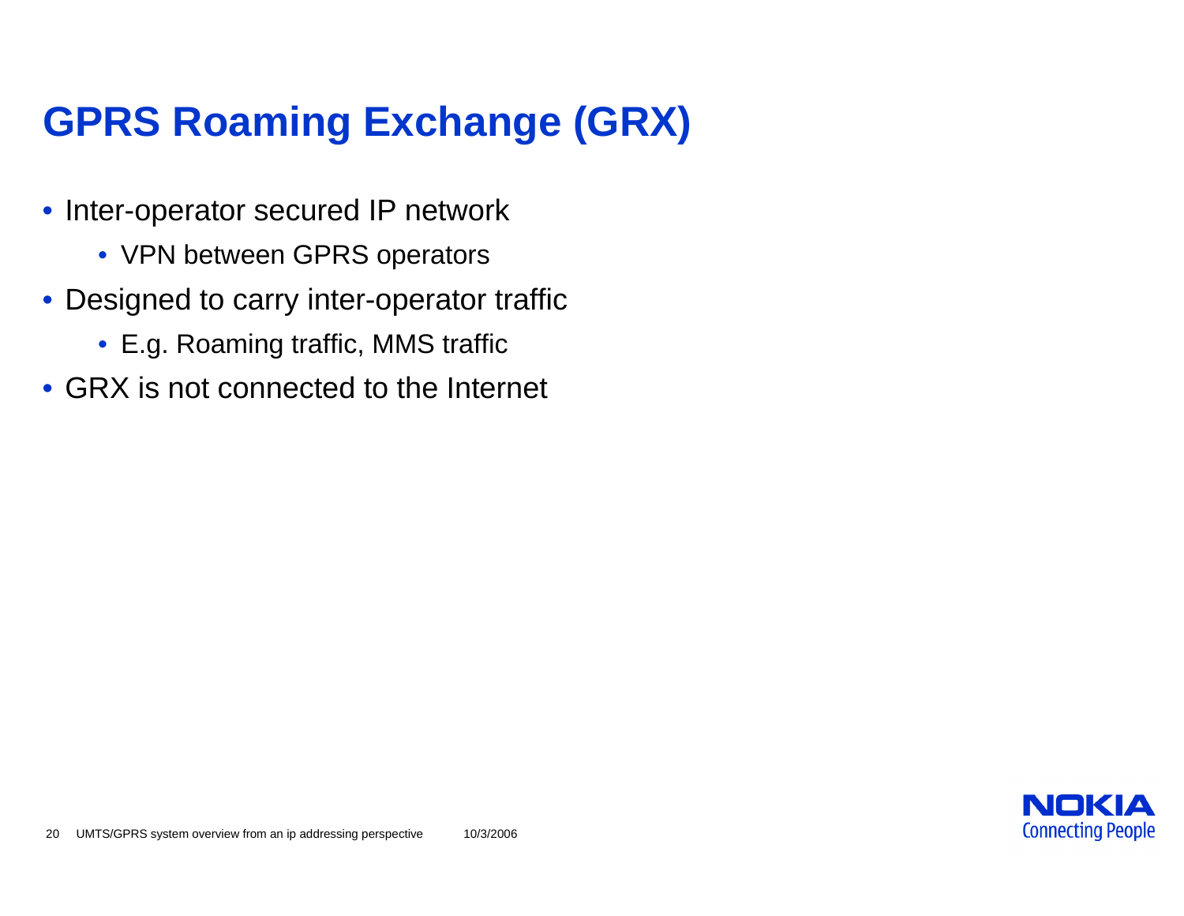# GPRS Roaming Exchange (GRX)

- Inter-operator secured IP network
  - VPN between GPRS operators
- Designed to carry inter-operator traffic
  - E.g. Roaming traffic, MMS traffic
- GRX is not connected to the Internet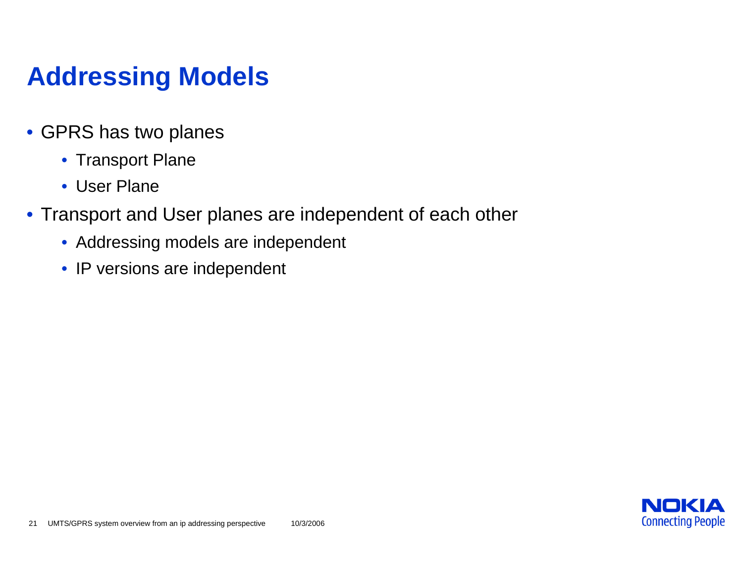# Addressing Models

- GPRS has two planes
  - Transport Plane
  - User Plane
- Transport and User planes are independent of each other
  - Addressing models are independent
  - IP versions are independent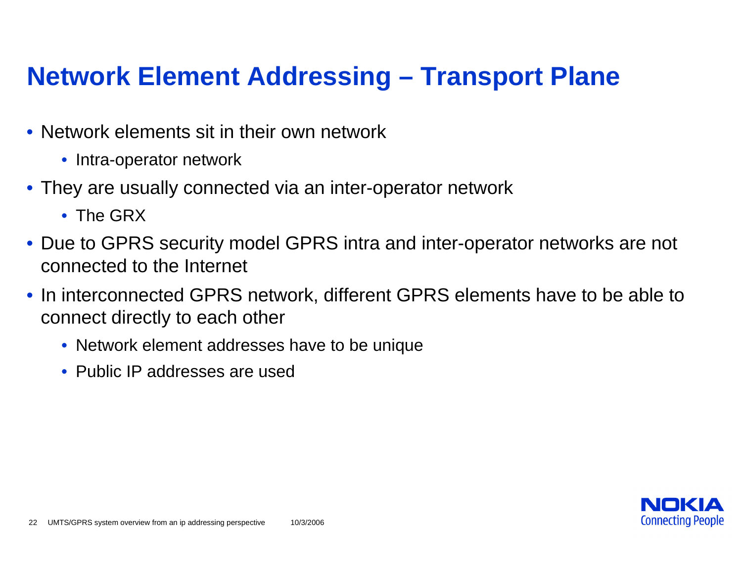# Network Element Addressing – Transport Plane

- Network elements sit in their own network
  - Intra-operator network
- They are usually connected via an inter-operator network
  - The GRX
- Due to GPRS security model GPRS intra and inter-operator networks are not connected to the Internet
- In interconnected GPRS network, different GPRS elements have to be able to connect directly to each other
  - Network element addresses have to be unique
  - Public IP addresses are used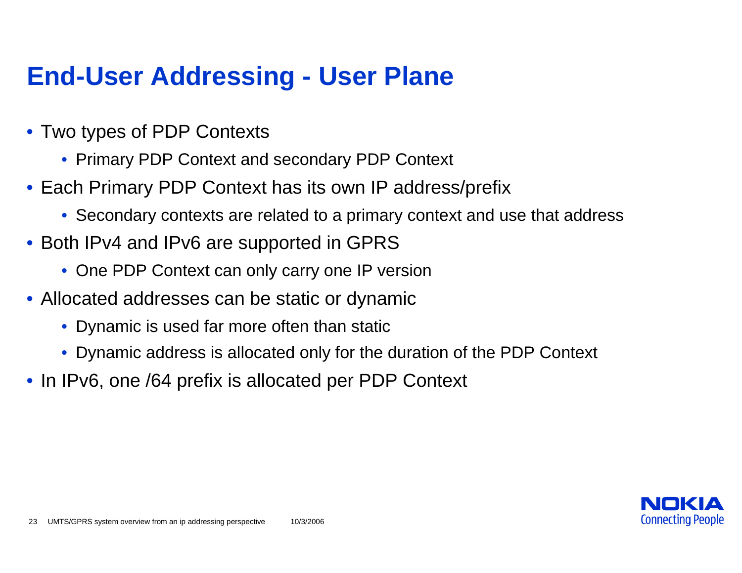# End-User Addressing - User Plane

- Two types of PDP Contexts
  - Primary PDP Context and secondary PDP Context
- Each Primary PDP Context has its own IP address/prefix
  - Secondary contexts are related to a primary context and use that address
- Both IPv4 and IPv6 are supported in GPRS
  - One PDP Context can only carry one IP version
- Allocated addresses can be static or dynamic
  - Dynamic is used far more often than static
  - Dynamic address is allocated only for the duration of the PDP Context
- In IPv6, one /64 prefix is allocated per PDP Context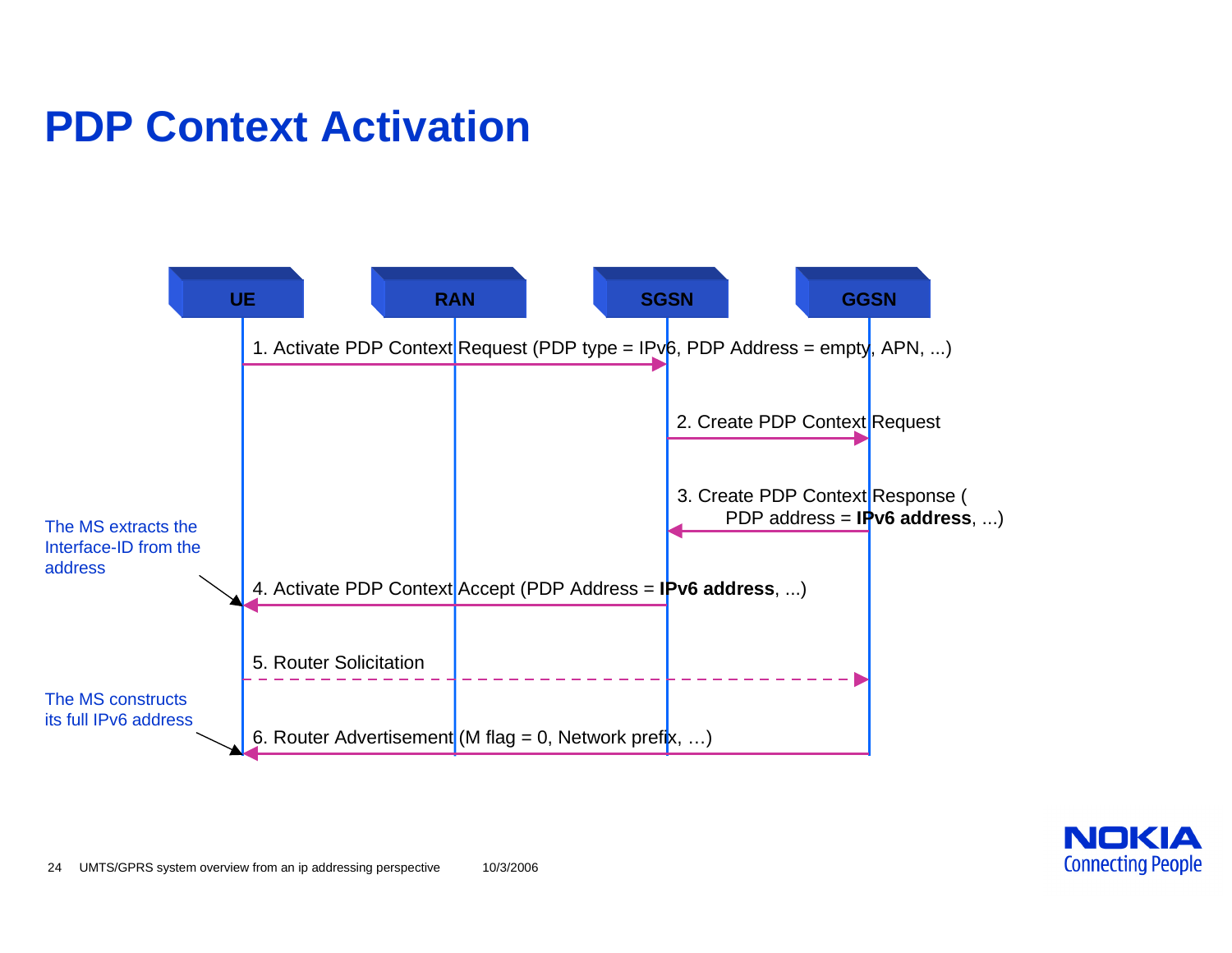# PDP Context Activation

UE — RAN — SGSN — GGSN

1. Activate PDP Context Request (PDP type = IPv6, PDP Address = empty, APN, ...)

2. Create PDP Context Request

3. Create PDP Context Response (
   PDP address = **IPv6 address**, ...)

4. Activate PDP Context Accept (PDP Address = **IPv6 address**, ...)

5. Router Solicitation

6. Router Advertisement (M flag = 0, Network prefix, …)

The MS extracts the Interface-ID from the address

The MS constructs its full IPv6 address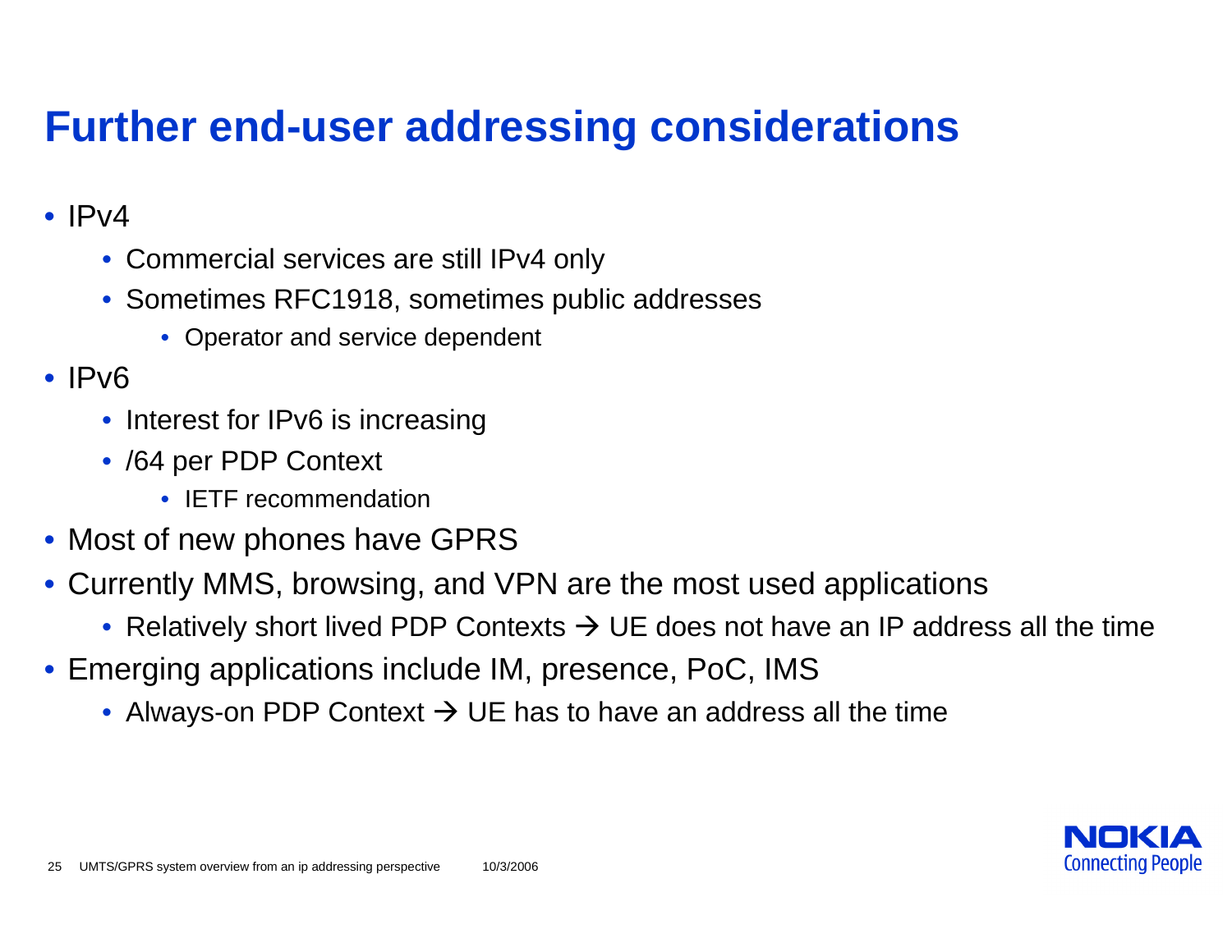# Further end-user addressing considerations

- IPv4
  - Commercial services are still IPv4 only
  - Sometimes RFC1918, sometimes public addresses
    - Operator and service dependent
- IPv6
  - Interest for IPv6 is increasing
  - /64 per PDP Context
    - IETF recommendation
- Most of new phones have GPRS
- Currently MMS, browsing, and VPN are the most used applications
  - Relatively short lived PDP Contexts → UE does not have an IP address all the time
- Emerging applications include IM, presence, PoC, IMS
  - Always-on PDP Context → UE has to have an address all the time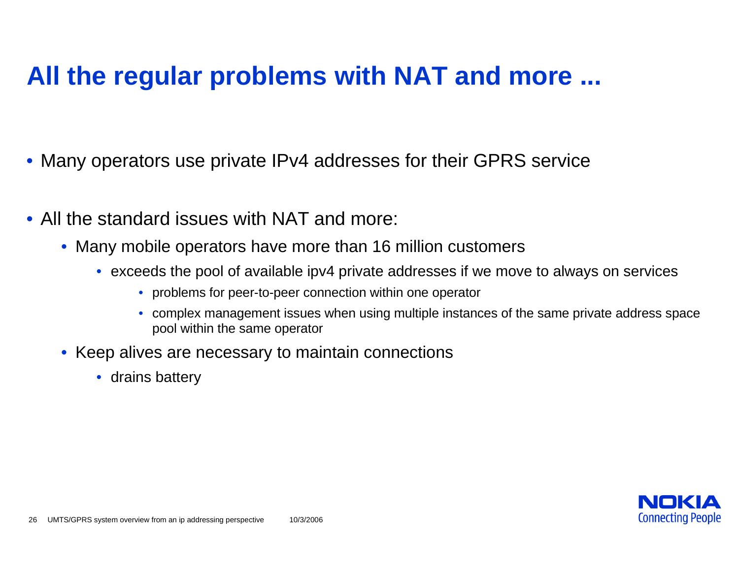# All the regular problems with NAT and more ...

- Many operators use private IPv4 addresses for their GPRS service
- All the standard issues with NAT and more:
  - Many mobile operators have more than 16 million customers
    - exceeds the pool of available ipv4 private addresses if we move to always on services
      - problems for peer-to-peer connection within one operator
      - complex management issues when using multiple instances of the same private address space pool within the same operator
  - Keep alives are necessary to maintain connections
    - drains battery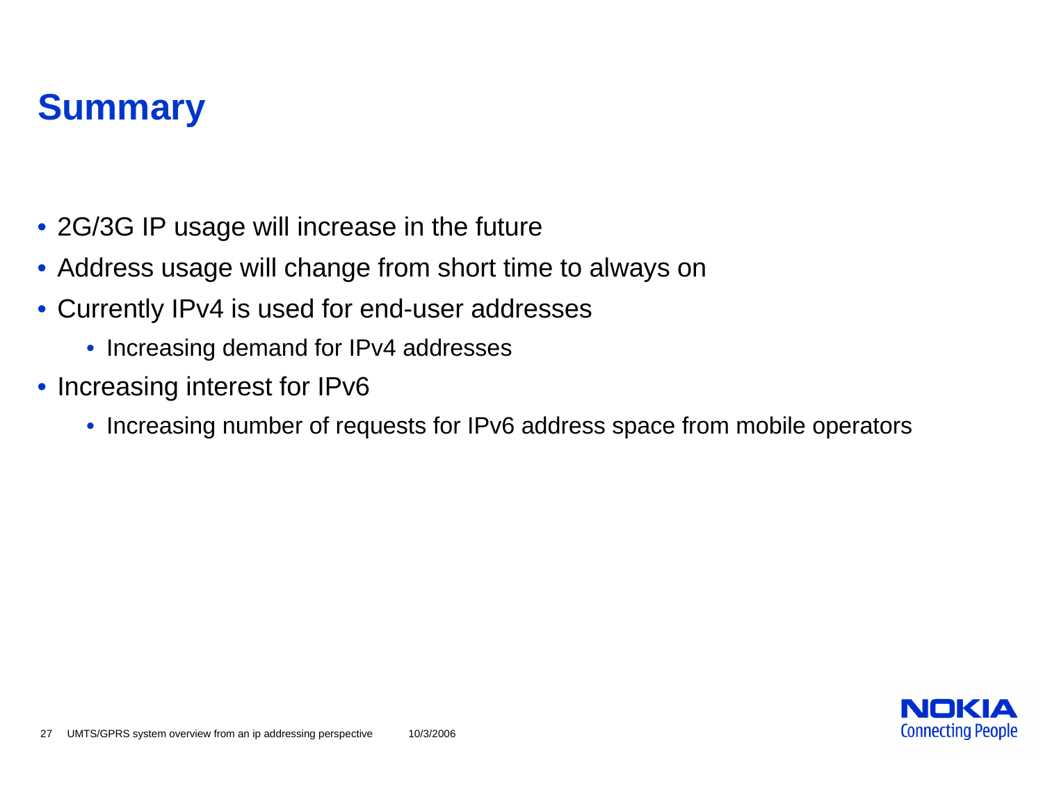# Summary

- 2G/3G IP usage will increase in the future
- Address usage will change from short time to always on
- Currently IPv4 is used for end-user addresses
  - Increasing demand for IPv4 addresses
- Increasing interest for IPv6
  - Increasing number of requests for IPv6 address space from mobile operators